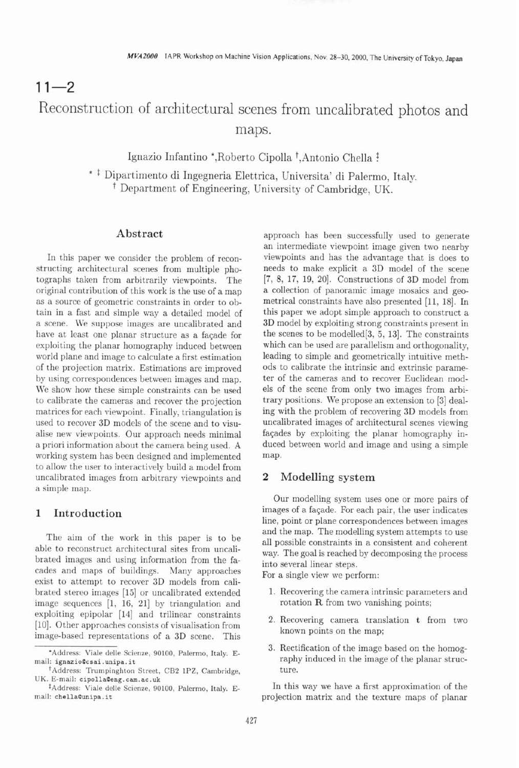# 11—2

# Reconstruction of architectural scenes from uncalibrated photos and maps.

Ignazio Infantino *,Roberto Cipolla †,Antonio Chella ‡

* ‡ Dipartimento di Ingegneria Elettrica, Universita' di Palermo, Italy.
† Department of Engineering, University of Cambridge, UK.

## Abstract

In this paper we consider the problem of reconstructing architectural scenes from multiple photographs taken from arbitrarily viewpoints. The original contribution of this work is the use of a map as a source of geometric constraints in order to obtain in a fast and simple way a detailed model of a scene. We suppose images are uncalibrated and have at least one planar structure as a façade for exploiting the planar homography induced between world plane and image to calculate a first estimation of the projection matrix. Estimations are improved by using correspondences between images and map. We show how these simple constraints can be used to calibrate the cameras and recover the projection matrices for each viewpoint. Finally, triangulation is used to recover 3D models of the scene and to visualise new viewpoints. Our approach needs minimal a priori information about the camera being used. A working system has been designed and implemented to allow the user to interactively build a model from uncalibrated images from arbitrary viewpoints and a simple map.

## 1 Introduction

The aim of the work in this paper is to be able to reconstruct architectural sites from uncalibrated images and using information from the facades and maps of buildings. Many approaches exist to attempt to recover 3D models from calibrated stereo images [15] or uncalibrated extended image sequences [1, 16, 21] by triangulation and exploiting epipolar [14] and trilinear constraints [10]. Other approaches consists of visualisation from image-based representations of a 3D scene. This approach has been successfully used to generate an intermediate viewpoint image given two nearby viewpoints and has the advantage that is does to needs to make explicit a 3D model of the scene [7, 8, 17, 19, 20]. Constructions of 3D model from a collection of panoramic image mosaics and geometrical constraints have also presented [11, 18]. In this paper we adopt simple approach to construct a 3D model by exploiting strong constraints present in the scenes to be modelled[3, 5, 13]. The constraints which can be used are parallelism and orthogonality, leading to simple and geometrically intuitive methods to calibrate the intrinsic and extrinsic parameter of the cameras and to recover Euclidean models of the scene from only two images from arbitrary positions. We propose an extension to [3] dealing with the problem of recovering 3D models from uncalibrated images of architectural scenes viewing façades by exploiting the planar homography induced between world and image and using a simple map.

## 2 Modelling system

Our modelling system uses one or more pairs of images of a façade. For each pair, the user indicates line, point or plane correspondences between images and the map. The modelling system attempts to use all possible constraints in a consistent and coherent way. The goal is reached by decomposing the process into several linear steps.

For a single view we perform:

1. Recovering the camera intrinsic parameters and rotation $\mathbf{R}$ from two vanishing points;
2. Recovering camera translation $\mathbf{t}$ from two known points on the map;
3. Rectification of the image based on the homography induced in the image of the planar structure.

In this way we have a first approximation of the projection matrix and the texture maps of planar

---

*Address: Viale delle Scienze, 90100, Palermo, Italy. E-mail: ignazio@csai.unipa.it

†Address: Trumpinghton Street, CB2 1PZ, Cambridge, UK. E-mail: cipolla@eng.cam.ac.uk

‡Address: Viale delle Scienze, 90100, Palermo, Italy. E-mail: chella@unipa.it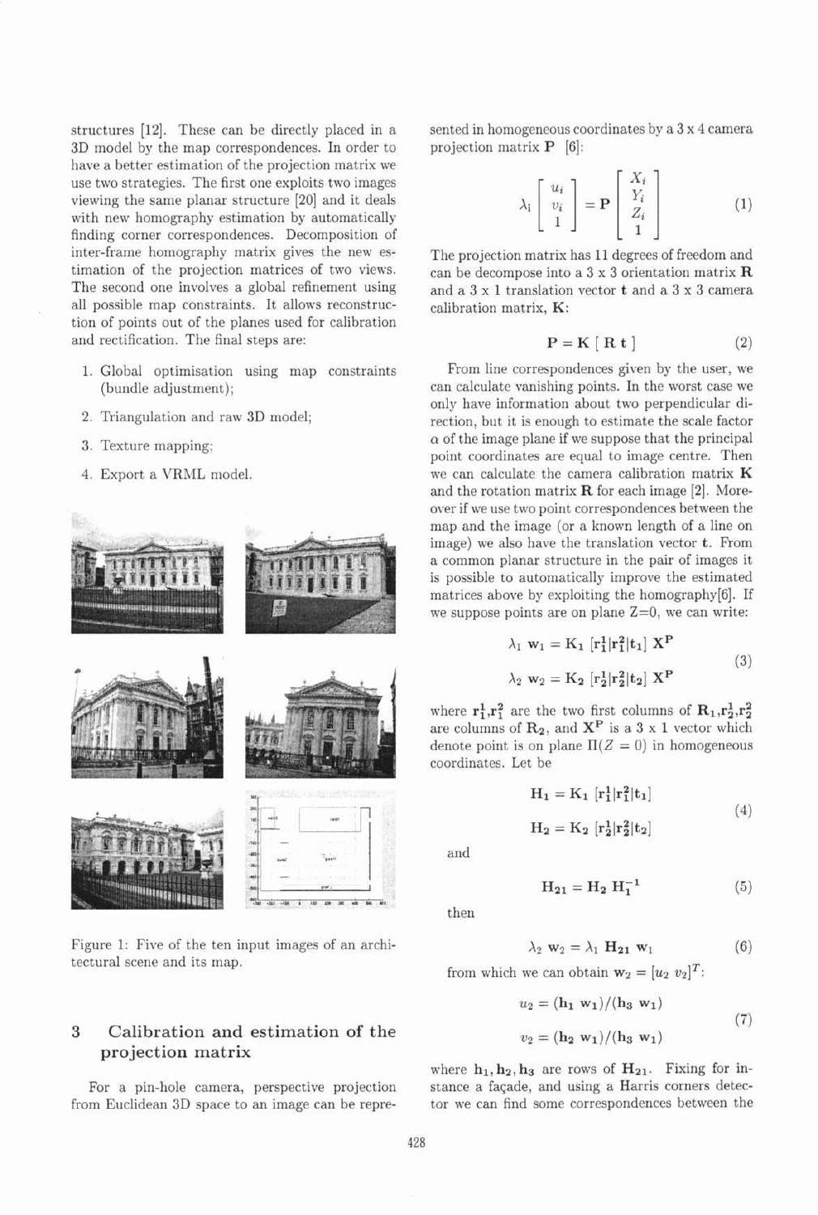structures [12]. These can be directly placed in a 3D model by the map correspondences. In order to have a better estimation of the projection matrix we use two strategies. The first one exploits two images viewing the same planar structure [20] and it deals with new homography estimation by automatically finding corner correspondences. Decomposition of inter-frame homography matrix gives the new estimation of the projection matrices of two views. The second one involves a global refinement using all possible map constraints. It allows reconstruction of points out of the planes used for calibration and rectification. The final steps are:

1. Global optimisation using map constraints (bundle adjustment);
2. Triangulation and raw 3D model;
3. Texture mapping;
4. Export a VRML model.

Figure 1: Five of the ten input images of an architectural scene and its map.

## 3 Calibration and estimation of the projection matrix

For a pin-hole camera, perspective projection from Euclidean 3D space to an image can be represented in homogeneous coordinates by a 3 x 4 camera projection matrix $\mathbf{P}$ [6]:

$$\lambda_i \begin{bmatrix} u_i \\ v_i \\ 1 \end{bmatrix} = \mathbf{P} \begin{bmatrix} X_i \\ Y_i \\ Z_i \\ 1 \end{bmatrix} \tag{1}$$

The projection matrix has 11 degrees of freedom and can be decompose into a 3 x 3 orientation matrix $\mathbf{R}$ and a 3 x 1 translation vector $\mathbf{t}$ and a 3 x 3 camera calibration matrix, $\mathbf{K}$:

$$\mathbf{P} = \mathbf{K}\,[\,\mathbf{R}\;\mathbf{t}\,] \tag{2}$$

From line correspondences given by the user, we can calculate vanishing points. In the worst case we only have information about two perpendicular direction, but it is enough to estimate the scale factor $\alpha$ of the image plane if we suppose that the principal point coordinates are equal to image centre. Then we can calculate the camera calibration matrix $\mathbf{K}$ and the rotation matrix $\mathbf{R}$ for each image [2]. Moreover if we use two point correspondences between the map and the image (or a known length of a line on image) we also have the translation vector $\mathbf{t}$. From a common planar structure in the pair of images it is possible to automatically improve the estimated matrices above by exploiting the homography[6]. If we suppose points are on plane Z=0, we can write:

$$\begin{aligned} \lambda_1\, \mathbf{w_1} &= \mathbf{K_1}\,[\mathbf{r_1^1}|\mathbf{r_1^2}|\mathbf{t_1}]\,\mathbf{X^P} \\ \lambda_2\, \mathbf{w_2} &= \mathbf{K_2}\,[\mathbf{r_2^1}|\mathbf{r_2^2}|\mathbf{t_2}]\,\mathbf{X^P} \end{aligned} \tag{3}$$

where $\mathbf{r_1^1}$,$\mathbf{r_1^2}$ are the two first columns of $\mathbf{R_1}$,$\mathbf{r_2^1}$,$\mathbf{r_2^2}$ are columns of $\mathbf{R_2}$, and $\mathbf{X^P}$ is a 3 x 1 vector which denote point is on plane $\Pi(Z=0)$ in homogeneous coordinates. Let be

$$\begin{aligned} \mathbf{H_1} &= \mathbf{K_1}\,[\mathbf{r_1^1}|\mathbf{r_1^2}|\mathbf{t_1}] \\ \mathbf{H_2} &= \mathbf{K_2}\,[\mathbf{r_2^1}|\mathbf{r_2^2}|\mathbf{t_2}] \end{aligned} \tag{4}$$

and

$$\mathbf{H_{21}} = \mathbf{H_2}\,\mathbf{H_1^{-1}} \tag{5}$$

then

$$\lambda_2\, \mathbf{w_2} = \lambda_1\, \mathbf{H_{21}}\, \mathbf{w_1} \tag{6}$$

from which we can obtain $\mathbf{w_2} = [u_2\; v_2]^T$:

$$\begin{aligned} u_2 &= (\mathbf{h_1}\,\mathbf{w_1})/(\mathbf{h_3}\,\mathbf{w_1}) \\ v_2 &= (\mathbf{h_2}\,\mathbf{w_1})/(\mathbf{h_3}\,\mathbf{w_1}) \end{aligned} \tag{7}$$

where $\mathbf{h_1}, \mathbf{h_2}, \mathbf{h_3}$ are rows of $\mathbf{H_{21}}$. Fixing for instance a façade, and using a Harris corners detector we can find some correspondences between the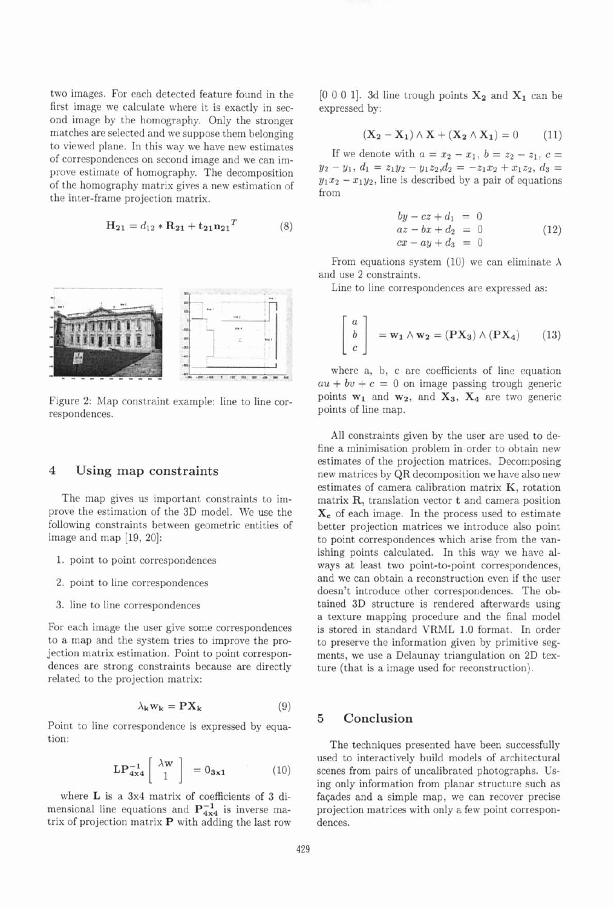two images. For each detected feature found in the first image we calculate where it is exactly in second image by the homography. Only the stronger matches are selected and we suppose them belonging to viewed plane. In this way we have new estimates of correspondences on second image and we can improve estimate of homography. The decomposition of the homography matrix gives a new estimation of the inter-frame projection matrix.

$$\mathbf{H_{21}} = d_{12} * \mathbf{R_{21}} + \mathbf{t_{21}}\mathbf{n_{21}}^T \tag{8}$$

Figure 2: Map constraint example: line to line correspondences.

## 4 Using map constraints

The map gives us important constraints to improve the estimation of the 3D model. We use the following constraints between geometric entities of image and map [19, 20]:

1. point to point correspondences
2. point to line correspondences
3. line to line correspondences

For each image the user give some correspondences to a map and the system tries to improve the projection matrix estimation. Point to point correspondences are strong constraints because are directly related to the projection matrix:

$$\lambda_\mathbf{k} \mathbf{w_k} = \mathbf{P X_k} \tag{9}$$

Point to line correspondence is expressed by equation:

$$\mathbf{L P_{4x4}^{-1}} \begin{bmatrix} \lambda \mathbf{w} \\ 1 \end{bmatrix} = \mathbf{0_{3x1}} \tag{10}$$

where $\mathbf{L}$ is a 3x4 matrix of coefficients of 3 dimensional line equations and $\mathbf{P_{4x4}^{-1}}$ is inverse matrix of projection matrix $\mathbf{P}$ with adding the last row [0 0 0 1]. 3d line trough points $\mathbf{X_2}$ and $\mathbf{X_1}$ can be expressed by:

$$(\mathbf{X_2} - \mathbf{X_1}) \wedge \mathbf{X} + (\mathbf{X_2} \wedge \mathbf{X_1}) = 0 \tag{11}$$

If we denote with $a = x_2 - x_1$, $b = z_2 - z_1$, $c = y_2 - y_1$, $d_1 = z_1 y_2 - y_1 z_2$, $d_2 = -z_1 x_2 + x_1 z_2$, $d_3 = y_1 x_2 - x_1 y_2$, line is described by a pair of equations from

$$\begin{aligned} by - cz + d_1 &= 0 \\ az - bx + d_2 &= 0 \\ cx - ay + d_3 &= 0 \end{aligned} \tag{12}$$

From equations system (10) we can eliminate $\lambda$ and use 2 constraints.

Line to line correspondences are expressed as:

$$\begin{bmatrix} a \\ b \\ c \end{bmatrix} = \mathbf{w_1} \wedge \mathbf{w_2} = (\mathbf{P X_3}) \wedge (\mathbf{P X_4}) \tag{13}$$

where a, b, c are coefficients of line equation $au + bv + c = 0$ on image passing trough generic points $\mathbf{w_1}$ and $\mathbf{w_2}$, and $\mathbf{X_3}$, $\mathbf{X_4}$ are two generic points of line map.

All constraints given by the user are used to define a minimisation problem in order to obtain new estimates of the projection matrices. Decomposing new matrices by QR decomposition we have also new estimates of camera calibration matrix $\mathbf{K}$, rotation matrix $\mathbf{R}$, translation vector $\mathbf{t}$ and camera position $\mathbf{X_c}$ of each image. In the process used to estimate better projection matrices we introduce also point to point correspondences which arise from the vanishing points calculated. In this way we have always at least two point-to-point correspondences, and we can obtain a reconstruction even if the user doesn't introduce other correspondences. The obtained 3D structure is rendered afterwards using a texture mapping procedure and the final model is stored in standard VRML 1.0 format. In order to preserve the information given by primitive segments, we use a Delaunay triangulation on 2D texture (that is a image used for reconstruction).

## 5 Conclusion

The techniques presented have been successfully used to interactively build models of architectural scenes from pairs of uncalibrated photographs. Using only information from planar structure such as façades and a simple map, we can recover precise projection matrices with only a few point correspondences.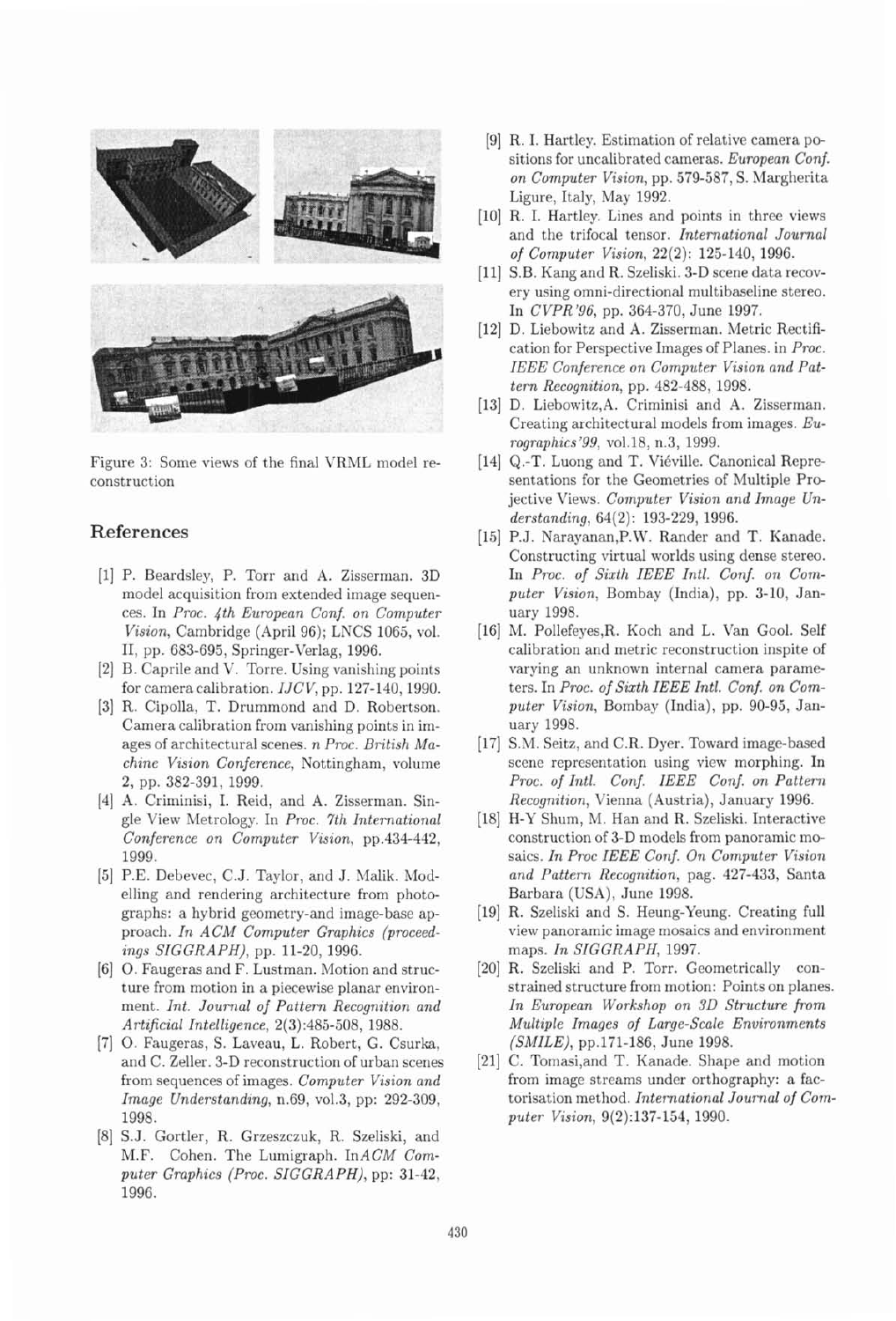Figure 3: Some views of the final VRML model reconstruction

## References

[1] P. Beardsley, P. Torr and A. Zisserman. 3D model acquisition from extended image sequences. In *Proc. 4th European Conf. on Computer Vision*, Cambridge (April 96); LNCS 1065, vol. II, pp. 683-695, Springer-Verlag, 1996.

[2] B. Caprile and V. Torre. Using vanishing points for camera calibration. *IJCV*, pp. 127-140, 1990.

[3] R. Cipolla, T. Drummond and D. Robertson. Camera calibration from vanishing points in images of architectural scenes. *n Proc. British Machine Vision Conference*, Nottingham, volume 2, pp. 382-391, 1999.

[4] A. Criminisi, I. Reid, and A. Zisserman. Single View Metrology. In *Proc. 7th International Conference on Computer Vision*, pp.434-442, 1999.

[5] P.E. Debevec, C.J. Taylor, and J. Malik. Modelling and rendering architecture from photographs: a hybrid geometry-and image-base approach. *In ACM Computer Graphics (proceedings SIGGRAPH)*, pp. 11-20, 1996.

[6] O. Faugeras and F. Lustman. Motion and structure from motion in a piecewise planar environment. *Int. Journal of Pattern Recognition and Artificial Intelligence*, 2(3):485-508, 1988.

[7] O. Faugeras, S. Laveau, L. Robert, G. Csurka, and C. Zeller. 3-D reconstruction of urban scenes from sequences of images. *Computer Vision and Image Understanding*, n.69, vol.3, pp: 292-309, 1998.

[8] S.J. Gortler, R. Grzeszczuk, R. Szeliski, and M.F. Cohen. The Lumigraph. In*ACM Computer Graphics (Proc. SIGGRAPH)*, pp: 31-42, 1996.

[9] R. I. Hartley. Estimation of relative camera positions for uncalibrated cameras. *European Conf. on Computer Vision*, pp. 579-587, S. Margherita Ligure, Italy, May 1992.

[10] R. I. Hartley. Lines and points in three views and the trifocal tensor. *International Journal of Computer Vision*, 22(2): 125-140, 1996.

[11] S.B. Kang and R. Szeliski. 3-D scene data recovery using omni-directional multibaseline stereo. In *CVPR'96*, pp. 364-370, June 1997.

[12] D. Liebowitz and A. Zisserman. Metric Rectification for Perspective Images of Planes. in *Proc. IEEE Conference on Computer Vision and Pattern Recognition*, pp. 482-488, 1998.

[13] D. Liebowitz,A. Criminisi and A. Zisserman. Creating architectural models from images. *Eurographics'99*, vol.18, n.3, 1999.

[14] Q.-T. Luong and T. Viéville. Canonical Representations for the Geometries of Multiple Projective Views. *Computer Vision and Image Understanding*, 64(2): 193-229, 1996.

[15] P.J. Narayanan,P.W. Rander and T. Kanade. Constructing virtual worlds using dense stereo. In *Proc. of Sixth IEEE Intl. Conf. on Computer Vision*, Bombay (India), pp. 3-10, January 1998.

[16] M. Pollefeyes,R. Koch and L. Van Gool. Self calibration and metric reconstruction inspite of varying an unknown internal camera parameters. In *Proc. of Sixth IEEE Intl. Conf. on Computer Vision*, Bombay (India), pp. 90-95, January 1998.

[17] S.M. Seitz, and C.R. Dyer. Toward image-based scene representation using view morphing. In *Proc. of Intl. Conf. IEEE Conf. on Pattern Recognition*, Vienna (Austria), January 1996.

[18] H-Y Shum, M. Han and R. Szeliski. Interactive construction of 3-D models from panoramic mosaics. *In Proc IEEE Conf. On Computer Vision and Pattern Recognition*, pag. 427-433, Santa Barbara (USA), June 1998.

[19] R. Szeliski and S. Heung-Yeung. Creating full view panoramic image mosaics and environment maps. *In SIGGRAPH*, 1997.

[20] R. Szeliski and P. Torr. Geometrically constrained structure from motion: Points on planes. *In European Workshop on 3D Structure from Multiple Images of Large-Scale Environments (SMILE)*, pp.171-186, June 1998.

[21] C. Tomasi,and T. Kanade. Shape and motion from image streams under orthography: a factorisation method. *International Journal of Computer Vision*, 9(2):137-154, 1990.